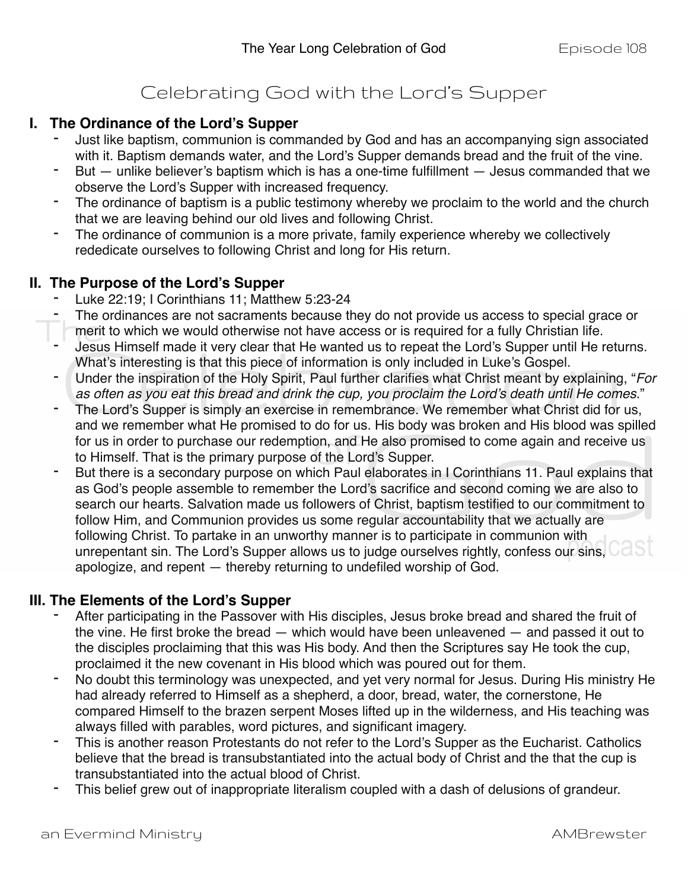# Celebrating God with the Lord's Supper

## I. The Ordinance of the Lord's Supper

- Just like baptism, communion is commanded by God and has an accompanying sign associated with it. Baptism demands water, and the Lord's Supper demands bread and the fruit of the vine.
- But — unlike believer's baptism which is has a one-time fulfillment — Jesus commanded that we observe the Lord's Supper with increased frequency.
- The ordinance of baptism is a public testimony whereby we proclaim to the world and the church that we are leaving behind our old lives and following Christ.
- The ordinance of communion is a more private, family experience whereby we collectively rededicate ourselves to following Christ and long for His return.

## II. The Purpose of the Lord's Supper

- Luke 22:19; I Corinthians 11; Matthew 5:23-24
- The ordinances are not sacraments because they do not provide us access to special grace or merit to which we would otherwise not have access or is required for a fully Christian life.
- Jesus Himself made it very clear that He wanted us to repeat the Lord's Supper until He returns. What's interesting is that this piece of information is only included in Luke's Gospel.
- Under the inspiration of the Holy Spirit, Paul further clarifies what Christ meant by explaining, "*For as often as you eat this bread and drink the cup, you proclaim the Lord's death until He comes.*"
- The Lord's Supper is simply an exercise in remembrance. We remember what Christ did for us, and we remember what He promised to do for us. His body was broken and His blood was spilled for us in order to purchase our redemption, and He also promised to come again and receive us to Himself. That is the primary purpose of the Lord's Supper.
- But there is a secondary purpose on which Paul elaborates in I Corinthians 11. Paul explains that as God's people assemble to remember the Lord's sacrifice and second coming we are also to search our hearts. Salvation made us followers of Christ, baptism testified to our commitment to follow Him, and Communion provides us some regular accountability that we actually are following Christ. To partake in an unworthy manner is to participate in communion with unrepentant sin. The Lord's Supper allows us to judge ourselves rightly, confess our sins, apologize, and repent — thereby returning to undefiled worship of God.

## III. The Elements of the Lord's Supper

- After participating in the Passover with His disciples, Jesus broke bread and shared the fruit of the vine. He first broke the bread — which would have been unleavened — and passed it out to the disciples proclaiming that this was His body. And then the Scriptures say He took the cup, proclaimed it the new covenant in His blood which was poured out for them.
- No doubt this terminology was unexpected, and yet very normal for Jesus. During His ministry He had already referred to Himself as a shepherd, a door, bread, water, the cornerstone, He compared Himself to the brazen serpent Moses lifted up in the wilderness, and His teaching was always filled with parables, word pictures, and significant imagery.
- This is another reason Protestants do not refer to the Lord's Supper as the Eucharist. Catholics believe that the bread is transubstantiated into the actual body of Christ and the that the cup is transubstantiated into the actual blood of Christ.
- This belief grew out of inappropriate literalism coupled with a dash of delusions of grandeur.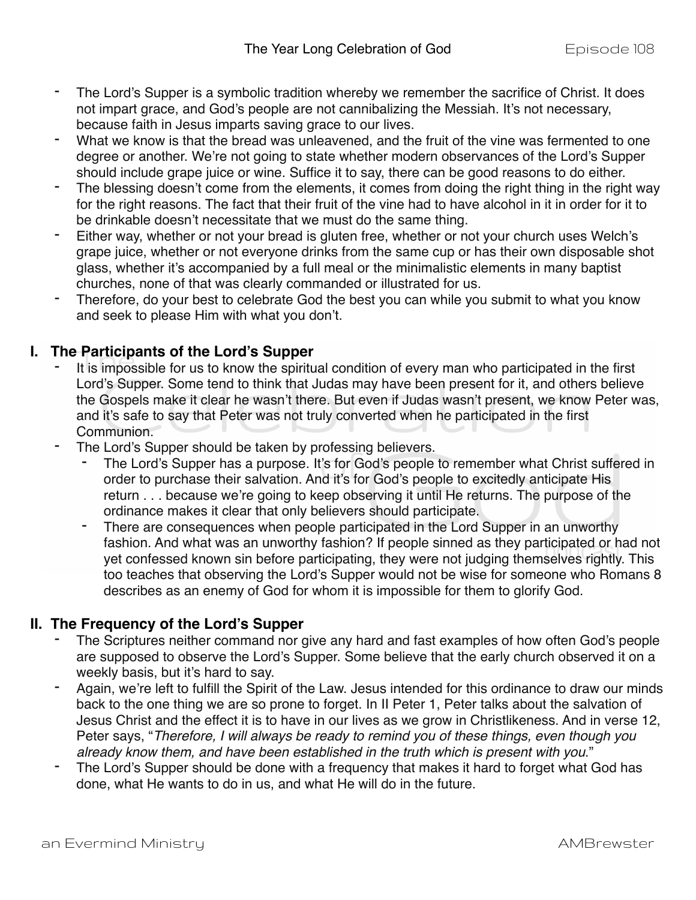- The Lord's Supper is a symbolic tradition whereby we remember the sacrifice of Christ. It does not impart grace, and God's people are not cannibalizing the Messiah. It's not necessary, because faith in Jesus imparts saving grace to our lives.
- What we know is that the bread was unleavened, and the fruit of the vine was fermented to one degree or another. We're not going to state whether modern observances of the Lord's Supper should include grape juice or wine. Suffice it to say, there can be good reasons to do either.
- The blessing doesn't come from the elements, it comes from doing the right thing in the right way for the right reasons. The fact that their fruit of the vine had to have alcohol in it in order for it to be drinkable doesn't necessitate that we must do the same thing.
- Either way, whether or not your bread is gluten free, whether or not your church uses Welch's grape juice, whether or not everyone drinks from the same cup or has their own disposable shot glass, whether it's accompanied by a full meal or the minimalistic elements in many baptist churches, none of that was clearly commanded or illustrated for us.
- Therefore, do your best to celebrate God the best you can while you submit to what you know and seek to please Him with what you don't.

## I. The Participants of the Lord's Supper

- It is impossible for us to know the spiritual condition of every man who participated in the first Lord's Supper. Some tend to think that Judas may have been present for it, and others believe the Gospels make it clear he wasn't there. But even if Judas wasn't present, we know Peter was, and it's safe to say that Peter was not truly converted when he participated in the first Communion.
- The Lord's Supper should be taken by professing believers.
    - The Lord's Supper has a purpose. It's for God's people to remember what Christ suffered in order to purchase their salvation. And it's for God's people to excitedly anticipate His return . . . because we're going to keep observing it until He returns. The purpose of the ordinance makes it clear that only believers should participate.
    - There are consequences when people participated in the Lord Supper in an unworthy fashion. And what was an unworthy fashion? If people sinned as they participated or had not yet confessed known sin before participating, they were not judging themselves rightly. This too teaches that observing the Lord's Supper would not be wise for someone who Romans 8 describes as an enemy of God for whom it is impossible for them to glorify God.

## II. The Frequency of the Lord's Supper

- The Scriptures neither command nor give any hard and fast examples of how often God's people are supposed to observe the Lord's Supper. Some believe that the early church observed it on a weekly basis, but it's hard to say.
- Again, we're left to fulfill the Spirit of the Law. Jesus intended for this ordinance to draw our minds back to the one thing we are so prone to forget. In II Peter 1, Peter talks about the salvation of Jesus Christ and the effect it is to have in our lives as we grow in Christlikeness. And in verse 12, Peter says, "*Therefore, I will always be ready to remind you of these things, even though you already know them, and have been established in the truth which is present with you*."
- The Lord's Supper should be done with a frequency that makes it hard to forget what God has done, what He wants to do in us, and what He will do in the future.